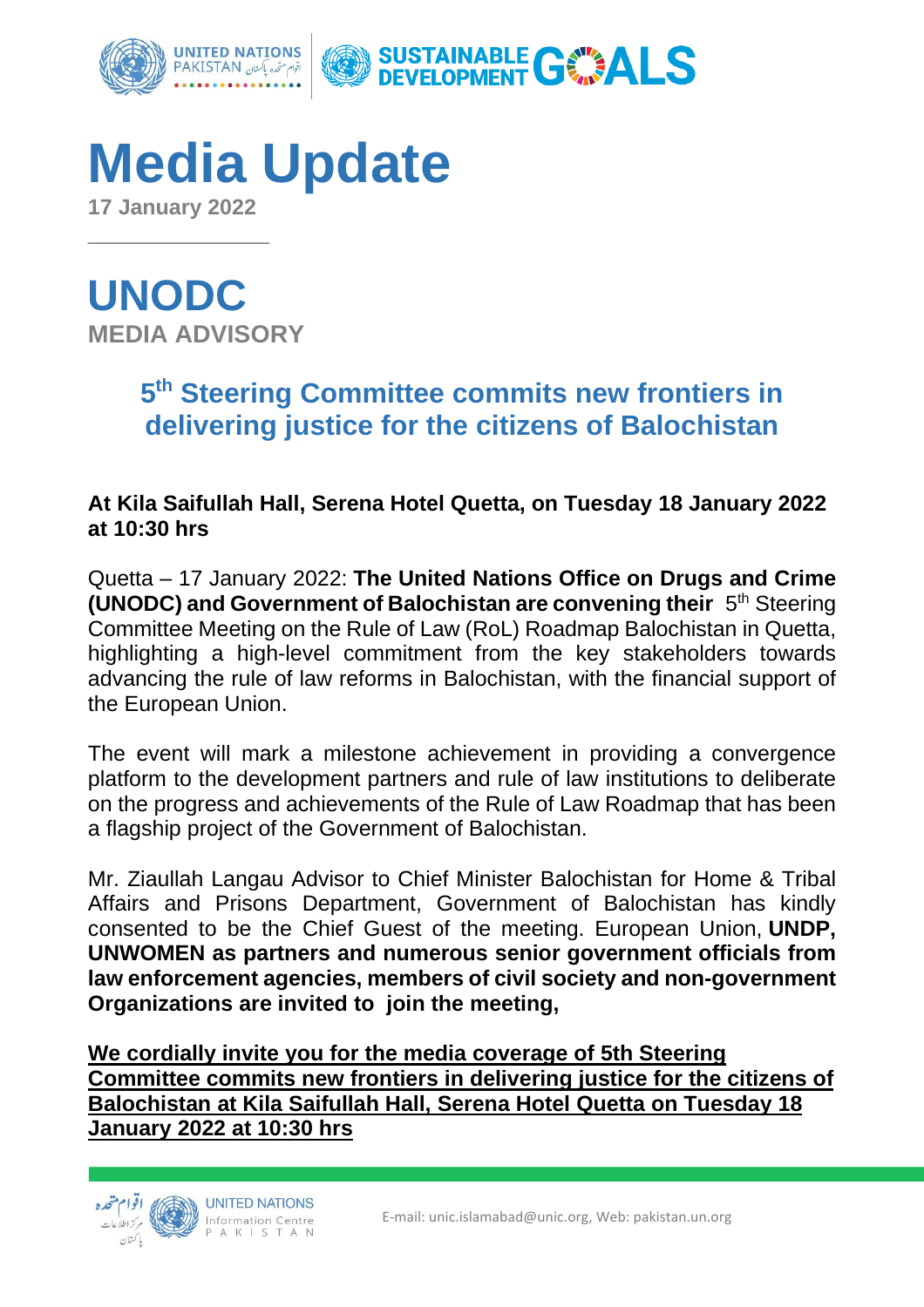# Media Update

**17 January 2022**

## UNODC

**MEDIA ADVISORY**

### 5th Steering Committee commits new frontiers in delivering justice for the citizens of Balochistan

**At Kila Saifullah Hall, Serena Hotel Quetta, on Tuesday 18 January 2022 at 10:30 hrs**

Quetta – 17 January 2022: **The United Nations Office on Drugs and Crime (UNODC) and Government of Balochistan are convening their** 5th Steering Committee Meeting on the Rule of Law (RoL) Roadmap Balochistan in Quetta, highlighting a high-level commitment from the key stakeholders towards advancing the rule of law reforms in Balochistan, with the financial support of the European Union.

The event will mark a milestone achievement in providing a convergence platform to the development partners and rule of law institutions to deliberate on the progress and achievements of the Rule of Law Roadmap that has been a flagship project of the Government of Balochistan.

Mr. Ziaullah Langau Advisor to Chief Minister Balochistan for Home & Tribal Affairs and Prisons Department, Government of Balochistan has kindly consented to be the Chief Guest of the meeting. European Union, **UNDP, UNWOMEN as partners and numerous senior government officials from law enforcement agencies, members of civil society and non-government Organizations are invited to join the meeting,**

**We cordially invite you for the media coverage of 5th Steering Committee commits new frontiers in delivering justice for the citizens of Balochistan at Kila Saifullah Hall, Serena Hotel Quetta on Tuesday 18 January 2022 at 10:30 hrs**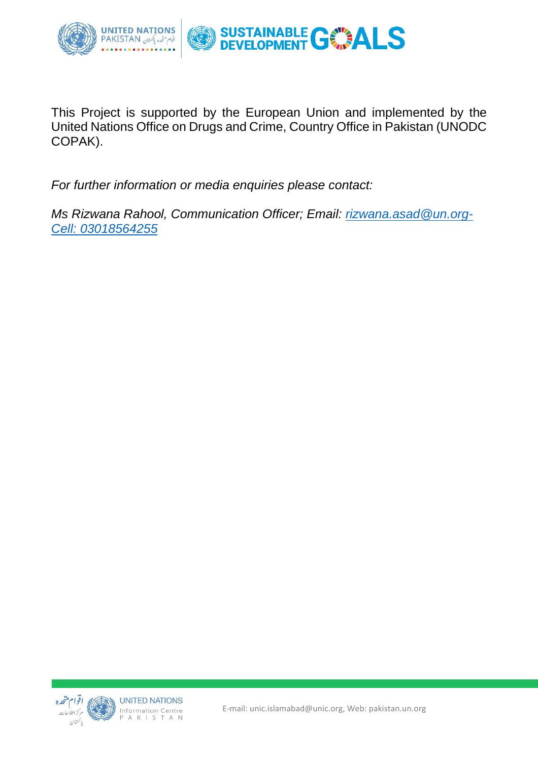This Project is supported by the European Union and implemented by the United Nations Office on Drugs and Crime, Country Office in Pakistan (UNODC COPAK).

*For further information or media enquiries please contact:*

*Ms Rizwana Rahool, Communication Officer; Email: rizwana.asad@un.org-Cell: 03018564255*